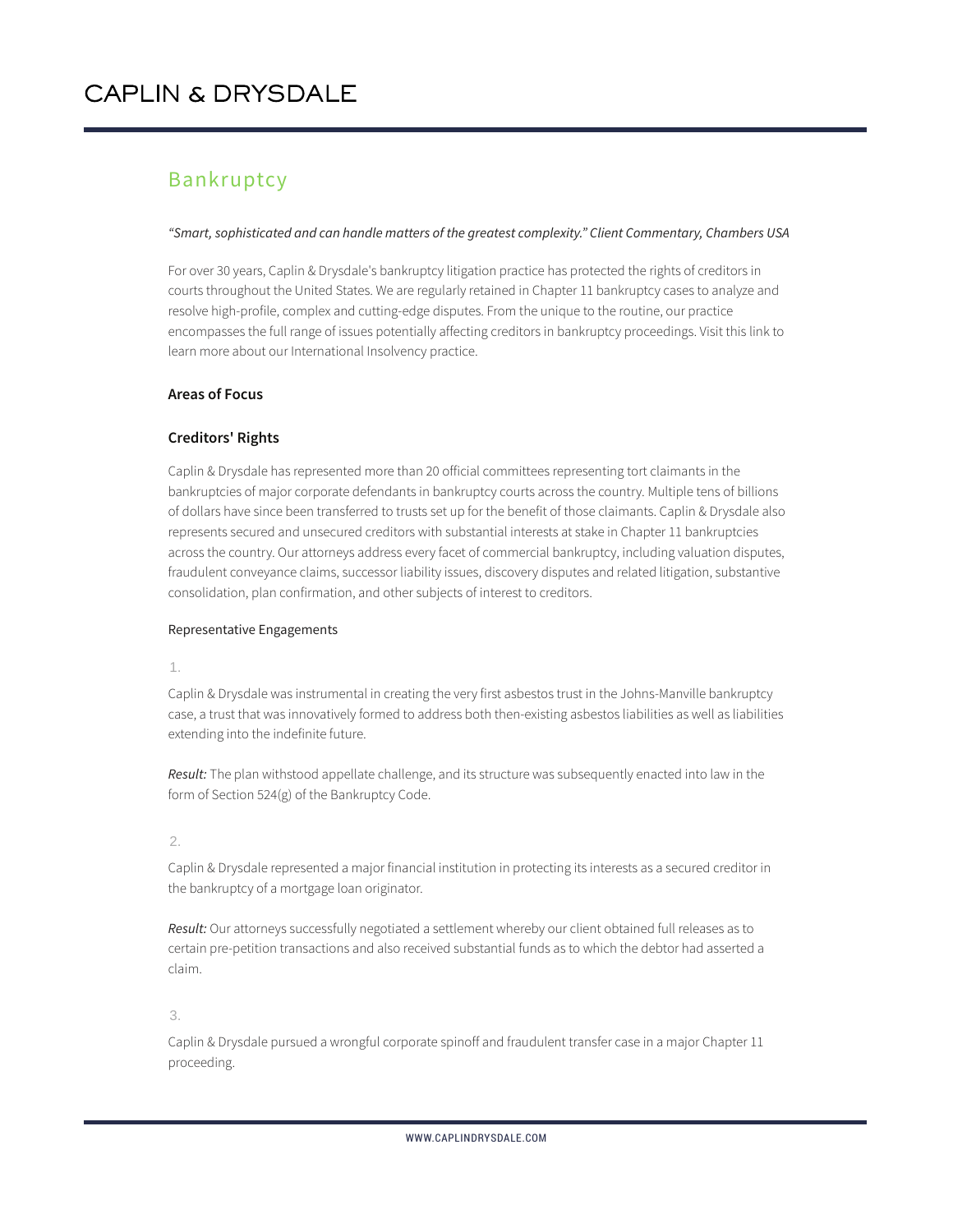# CAPLIN & DRYSDALE

## Bankruptcy

*"Smart, sophisticated and can handle matters of the greatest complexity." Client Commentary, Chambers USA*

For over 30 years, Caplin & Drysdale's bankruptcy litigation practice has protected the rights of creditors in courts throughout the United States. We are regularly retained in Chapter 11 bankruptcy cases to analyze and resolve high-profile, complex and cutting-edge disputes. From the unique to the routine, our practice encompasses the full range of issues potentially affecting creditors in bankruptcy proceedings. Visit this link to learn more about our International Insolvency practice.

### Areas of Focus

### Creditors' Rights

Caplin & Drysdale has represented more than 20 official committees representing tort claimants in the bankruptcies of major corporate defendants in bankruptcy courts across the country. Multiple tens of billions of dollars have since been transferred to trusts set up for the benefit of those claimants. Caplin & Drysdale also represents secured and unsecured creditors with substantial interests at stake in Chapter 11 bankruptcies across the country. Our attorneys address every facet of commercial bankruptcy, including valuation disputes, fraudulent conveyance claims, successor liability issues, discovery disputes and related litigation, substantive consolidation, plan confirmation, and other subjects of interest to creditors.

Representative Engagements

1.

Caplin & Drysdale was instrumental in creating the very first asbestos trust in the Johns-Manville bankruptcy case, a trust that was innovatively formed to address both then-existing asbestos liabilities as well as liabilities extending into the indefinite future.

*Result:* The plan withstood appellate challenge, and its structure was subsequently enacted into law in the form of Section 524(g) of the Bankruptcy Code.

2.

Caplin & Drysdale represented a major financial institution in protecting its interests as a secured creditor in the bankruptcy of a mortgage loan originator.

*Result:* Our attorneys successfully negotiated a settlement whereby our client obtained full releases as to certain pre-petition transactions and also received substantial funds as to which the debtor had asserted a claim.

3.

Caplin & Drysdale pursued a wrongful corporate spinoff and fraudulent transfer case in a major Chapter 11 proceeding.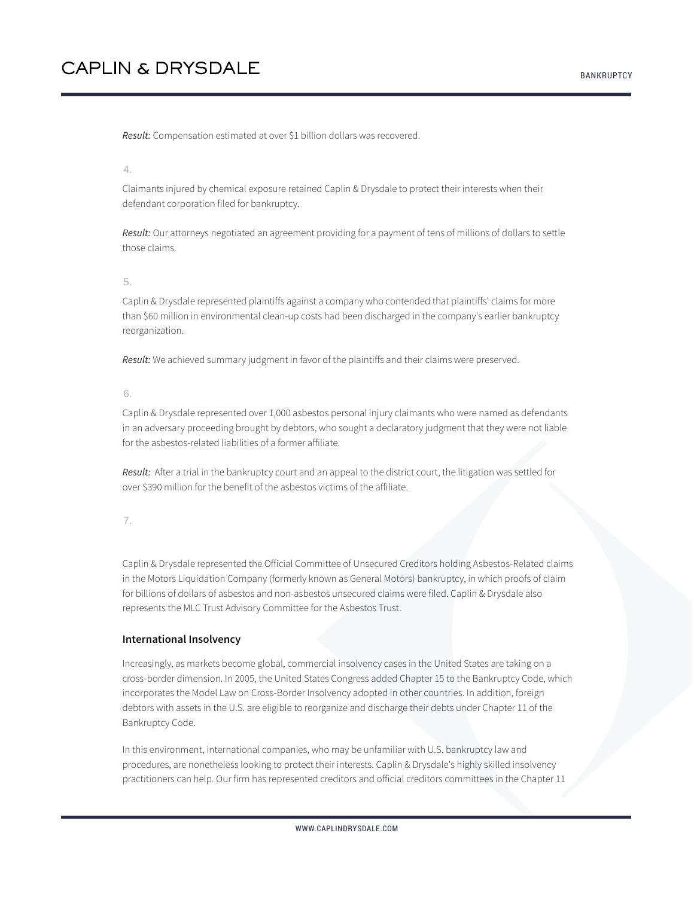*Result:* Compensation estimated at over $1 billion dollars was recovered.

4.

Claimants injured by chemical exposure retained Caplin & Drysdale to protect their interests when their defendant corporation filed for bankruptcy.

*Result:* Our attorneys negotiated an agreement providing for a payment of tens of millions of dollars to settle those claims.

5.

Caplin & Drysdale represented plaintiffs against a company who contended that plaintiffs' claims for more than $60 million in environmental clean-up costs had been discharged in the company's earlier bankruptcy reorganization.

*Result:* We achieved summary judgment in favor of the plaintiffs and their claims were preserved.

6.

Caplin & Drysdale represented over 1,000 asbestos personal injury claimants who were named as defendants in an adversary proceeding brought by debtors, who sought a declaratory judgment that they were not liable for the asbestos-related liabilities of a former affiliate.

*Result:* After a trial in the bankruptcy court and an appeal to the district court, the litigation was settled for over $390 million for the benefit of the asbestos victims of the affiliate.

7.

Caplin & Drysdale represented the Official Committee of Unsecured Creditors holding Asbestos-Related claims in the Motors Liquidation Company (formerly known as General Motors) bankruptcy, in which proofs of claim for billions of dollars of asbestos and non-asbestos unsecured claims were filed. Caplin & Drysdale also represents the MLC Trust Advisory Committee for the Asbestos Trust.

### International Insolvency

Increasingly, as markets become global, commercial insolvency cases in the United States are taking on a cross-border dimension. In 2005, the United States Congress added Chapter 15 to the Bankruptcy Code, which incorporates the Model Law on Cross-Border Insolvency adopted in other countries. In addition, foreign debtors with assets in the U.S. are eligible to reorganize and discharge their debts under Chapter 11 of the Bankruptcy Code.

In this environment, international companies, who may be unfamiliar with U.S. bankruptcy law and procedures, are nonetheless looking to protect their interests. Caplin & Drysdale's highly skilled insolvency practitioners can help. Our firm has represented creditors and official creditors committees in the Chapter 11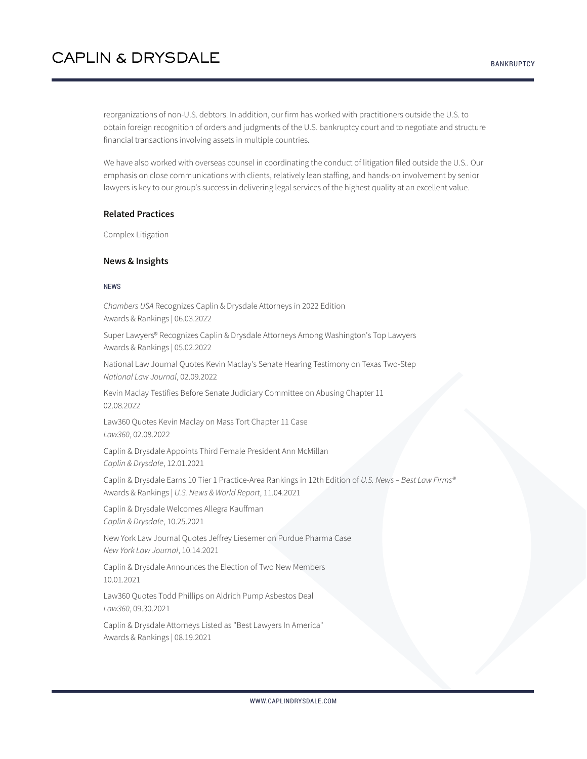reorganizations of non-U.S. debtors. In addition, our firm has worked with practitioners outside the U.S. to obtain foreign recognition of orders and judgments of the U.S. bankruptcy court and to negotiate and structure financial transactions involving assets in multiple countries.

We have also worked with overseas counsel in coordinating the conduct of litigation filed outside the U.S.. Our emphasis on close communications with clients, relatively lean staffing, and hands-on involvement by senior lawyers is key to our group's success in delivering legal services of the highest quality at an excellent value.

### Related Practices

Complex Litigation

### News & Insights

NEWS

*Chambers USA* Recognizes Caplin & Drysdale Attorneys in 2022 Edition
Awards & Rankings | 06.03.2022

Super Lawyers® Recognizes Caplin & Drysdale Attorneys Among Washington's Top Lawyers
Awards & Rankings | 05.02.2022

National Law Journal Quotes Kevin Maclay's Senate Hearing Testimony on Texas Two-Step
*National Law Journal*, 02.09.2022

Kevin Maclay Testifies Before Senate Judiciary Committee on Abusing Chapter 11
02.08.2022

Law360 Quotes Kevin Maclay on Mass Tort Chapter 11 Case
*Law360*, 02.08.2022

Caplin & Drysdale Appoints Third Female President Ann McMillan
*Caplin & Drysdale*, 12.01.2021

Caplin & Drysdale Earns 10 Tier 1 Practice-Area Rankings in 12th Edition of *U.S. News – Best Law Firms®*
Awards & Rankings | *U.S. News & World Report*, 11.04.2021

Caplin & Drysdale Welcomes Allegra Kauffman
*Caplin & Drysdale*, 10.25.2021

New York Law Journal Quotes Jeffrey Liesemer on Purdue Pharma Case
*New York Law Journal*, 10.14.2021

Caplin & Drysdale Announces the Election of Two New Members
10.01.2021

Law360 Quotes Todd Phillips on Aldrich Pump Asbestos Deal
*Law360*, 09.30.2021

Caplin & Drysdale Attorneys Listed as "Best Lawyers In America"
Awards & Rankings | 08.19.2021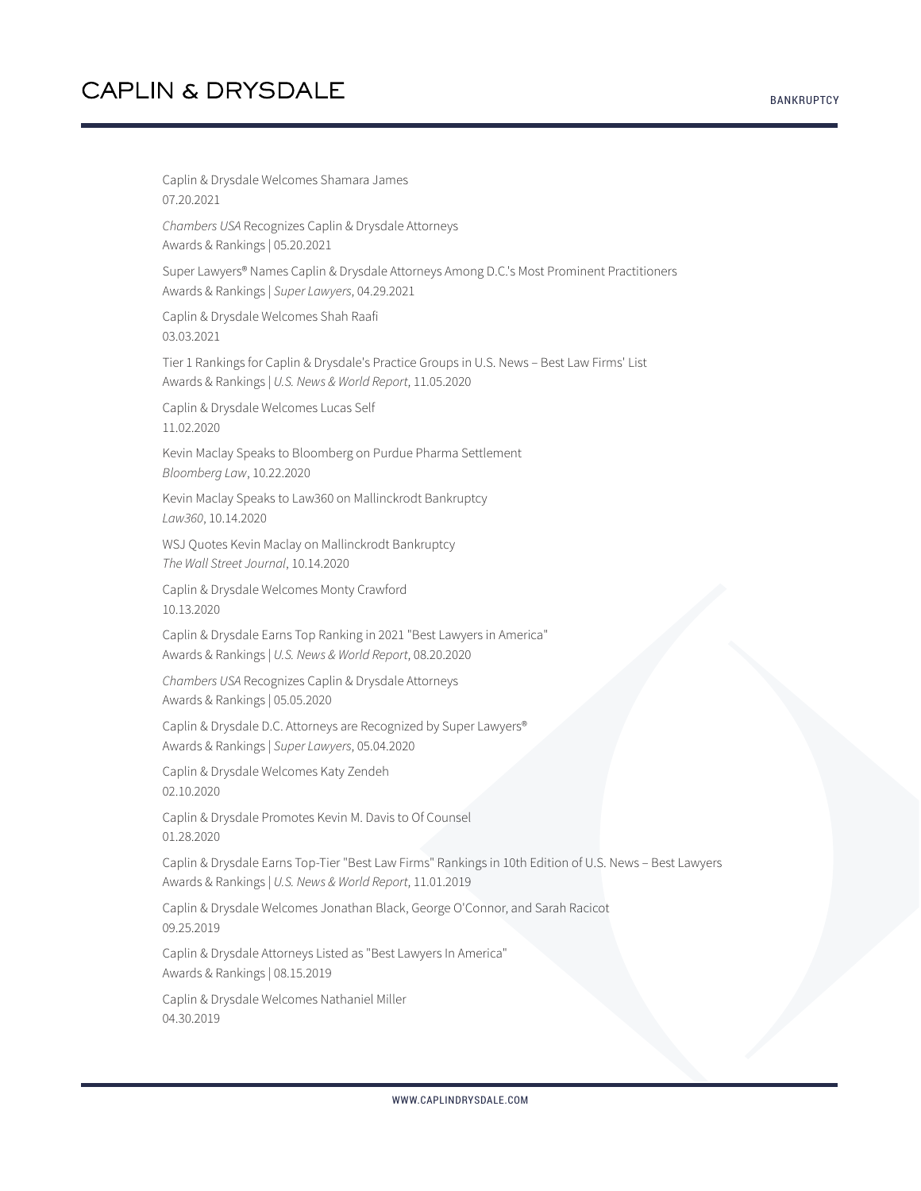Caplin & Drysdale Welcomes Shamara James
07.20.2021

*Chambers USA* Recognizes Caplin & Drysdale Attorneys
Awards & Rankings | 05.20.2021

Super Lawyers® Names Caplin & Drysdale Attorneys Among D.C.'s Most Prominent Practitioners
Awards & Rankings | *Super Lawyers*, 04.29.2021

Caplin & Drysdale Welcomes Shah Raafi
03.03.2021

Tier 1 Rankings for Caplin & Drysdale's Practice Groups in U.S. News – Best Law Firms' List
Awards & Rankings | *U.S. News & World Report*, 11.05.2020

Caplin & Drysdale Welcomes Lucas Self
11.02.2020

Kevin Maclay Speaks to Bloomberg on Purdue Pharma Settlement
*Bloomberg Law*, 10.22.2020

Kevin Maclay Speaks to Law360 on Mallinckrodt Bankruptcy
*Law360*, 10.14.2020

WSJ Quotes Kevin Maclay on Mallinckrodt Bankruptcy
*The Wall Street Journal*, 10.14.2020

Caplin & Drysdale Welcomes Monty Crawford
10.13.2020

Caplin & Drysdale Earns Top Ranking in 2021 "Best Lawyers in America"
Awards & Rankings | *U.S. News & World Report*, 08.20.2020

*Chambers USA* Recognizes Caplin & Drysdale Attorneys
Awards & Rankings | 05.05.2020

Caplin & Drysdale D.C. Attorneys are Recognized by Super Lawyers®
Awards & Rankings | *Super Lawyers*, 05.04.2020

Caplin & Drysdale Welcomes Katy Zendeh
02.10.2020

Caplin & Drysdale Promotes Kevin M. Davis to Of Counsel
01.28.2020

Caplin & Drysdale Earns Top-Tier "Best Law Firms" Rankings in 10th Edition of U.S. News – Best Lawyers
Awards & Rankings | *U.S. News & World Report*, 11.01.2019

Caplin & Drysdale Welcomes Jonathan Black, George O'Connor, and Sarah Racicot
09.25.2019

Caplin & Drysdale Attorneys Listed as "Best Lawyers In America"
Awards & Rankings | 08.15.2019

Caplin & Drysdale Welcomes Nathaniel Miller
04.30.2019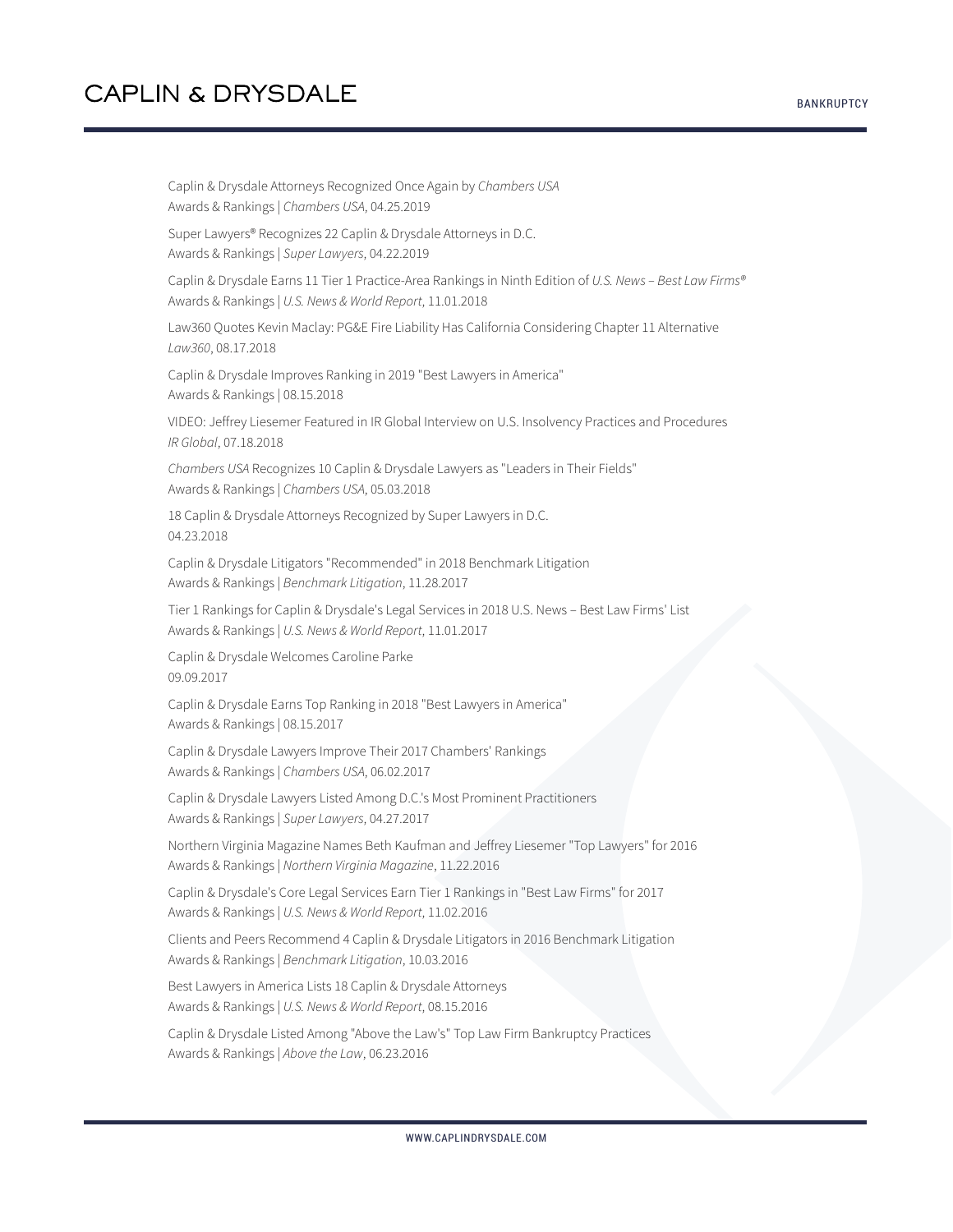Caplin & Drysdale Attorneys Recognized Once Again by *Chambers USA*
Awards & Rankings | *Chambers USA*, 04.25.2019

Super Lawyers® Recognizes 22 Caplin & Drysdale Attorneys in D.C.
Awards & Rankings | *Super Lawyers*, 04.22.2019

Caplin & Drysdale Earns 11 Tier 1 Practice-Area Rankings in Ninth Edition of *U.S. News – Best Law Firms®*
Awards & Rankings | *U.S. News & World Report*, 11.01.2018

Law360 Quotes Kevin Maclay: PG&E Fire Liability Has California Considering Chapter 11 Alternative
*Law360*, 08.17.2018

Caplin & Drysdale Improves Ranking in 2019 "Best Lawyers in America"
Awards & Rankings | 08.15.2018

VIDEO: Jeffrey Liesemer Featured in IR Global Interview on U.S. Insolvency Practices and Procedures
*IR Global*, 07.18.2018

*Chambers USA* Recognizes 10 Caplin & Drysdale Lawyers as "Leaders in Their Fields"
Awards & Rankings | *Chambers USA*, 05.03.2018

18 Caplin & Drysdale Attorneys Recognized by Super Lawyers in D.C.
04.23.2018

Caplin & Drysdale Litigators "Recommended" in 2018 Benchmark Litigation
Awards & Rankings | *Benchmark Litigation*, 11.28.2017

Tier 1 Rankings for Caplin & Drysdale's Legal Services in 2018 U.S. News – Best Law Firms' List
Awards & Rankings | *U.S. News & World Report*, 11.01.2017

Caplin & Drysdale Welcomes Caroline Parke
09.09.2017

Caplin & Drysdale Earns Top Ranking in 2018 "Best Lawyers in America"
Awards & Rankings | 08.15.2017

Caplin & Drysdale Lawyers Improve Their 2017 Chambers' Rankings
Awards & Rankings | *Chambers USA*, 06.02.2017

Caplin & Drysdale Lawyers Listed Among D.C.'s Most Prominent Practitioners
Awards & Rankings | *Super Lawyers*, 04.27.2017

Northern Virginia Magazine Names Beth Kaufman and Jeffrey Liesemer "Top Lawyers" for 2016
Awards & Rankings | *Northern Virginia Magazine*, 11.22.2016

Caplin & Drysdale's Core Legal Services Earn Tier 1 Rankings in "Best Law Firms" for 2017
Awards & Rankings | *U.S. News & World Report*, 11.02.2016

Clients and Peers Recommend 4 Caplin & Drysdale Litigators in 2016 Benchmark Litigation
Awards & Rankings | *Benchmark Litigation*, 10.03.2016

Best Lawyers in America Lists 18 Caplin & Drysdale Attorneys
Awards & Rankings | *U.S. News & World Report*, 08.15.2016

Caplin & Drysdale Listed Among "Above the Law's" Top Law Firm Bankruptcy Practices
Awards & Rankings | *Above the Law*, 06.23.2016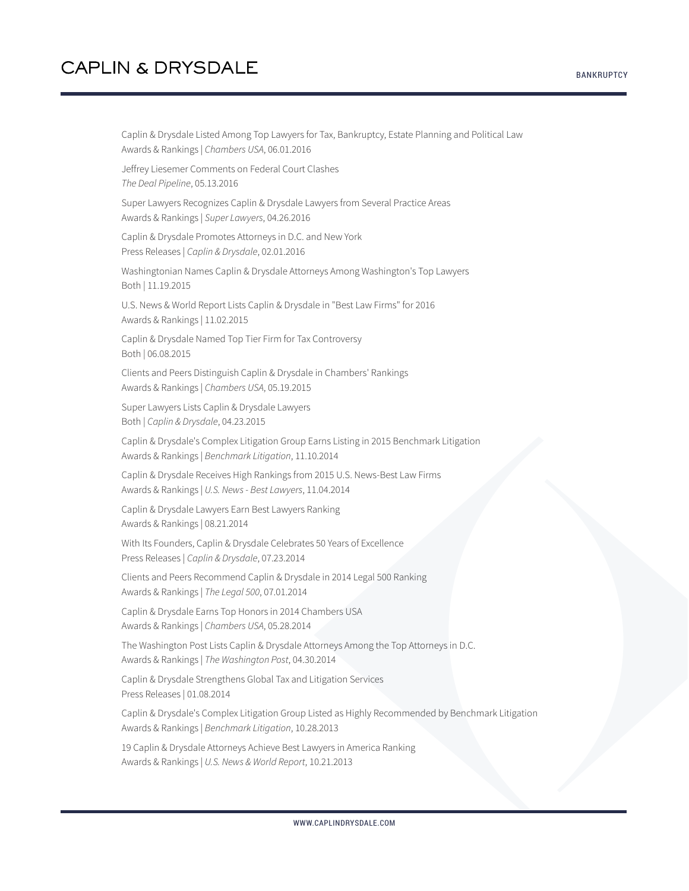Caplin & Drysdale Listed Among Top Lawyers for Tax, Bankruptcy, Estate Planning and Political Law
Awards & Rankings | *Chambers USA*, 06.01.2016

Jeffrey Liesemer Comments on Federal Court Clashes
*The Deal Pipeline*, 05.13.2016

Super Lawyers Recognizes Caplin & Drysdale Lawyers from Several Practice Areas
Awards & Rankings | *Super Lawyers*, 04.26.2016

Caplin & Drysdale Promotes Attorneys in D.C. and New York
Press Releases | *Caplin & Drysdale*, 02.01.2016

Washingtonian Names Caplin & Drysdale Attorneys Among Washington's Top Lawyers
Both | 11.19.2015

U.S. News & World Report Lists Caplin & Drysdale in "Best Law Firms" for 2016
Awards & Rankings | 11.02.2015

Caplin & Drysdale Named Top Tier Firm for Tax Controversy
Both | 06.08.2015

Clients and Peers Distinguish Caplin & Drysdale in Chambers' Rankings
Awards & Rankings | *Chambers USA*, 05.19.2015

Super Lawyers Lists Caplin & Drysdale Lawyers
Both | *Caplin & Drysdale*, 04.23.2015

Caplin & Drysdale's Complex Litigation Group Earns Listing in 2015 Benchmark Litigation
Awards & Rankings | *Benchmark Litigation*, 11.10.2014

Caplin & Drysdale Receives High Rankings from 2015 U.S. News-Best Law Firms
Awards & Rankings | *U.S. News - Best Lawyers*, 11.04.2014

Caplin & Drysdale Lawyers Earn Best Lawyers Ranking
Awards & Rankings | 08.21.2014

With Its Founders, Caplin & Drysdale Celebrates 50 Years of Excellence
Press Releases | *Caplin & Drysdale*, 07.23.2014

Clients and Peers Recommend Caplin & Drysdale in 2014 Legal 500 Ranking
Awards & Rankings | *The Legal 500*, 07.01.2014

Caplin & Drysdale Earns Top Honors in 2014 Chambers USA
Awards & Rankings | *Chambers USA*, 05.28.2014

The Washington Post Lists Caplin & Drysdale Attorneys Among the Top Attorneys in D.C.
Awards & Rankings | *The Washington Post*, 04.30.2014

Caplin & Drysdale Strengthens Global Tax and Litigation Services
Press Releases | 01.08.2014

Caplin & Drysdale's Complex Litigation Group Listed as Highly Recommended by Benchmark Litigation
Awards & Rankings | *Benchmark Litigation*, 10.28.2013

19 Caplin & Drysdale Attorneys Achieve Best Lawyers in America Ranking
Awards & Rankings | *U.S. News & World Report*, 10.21.2013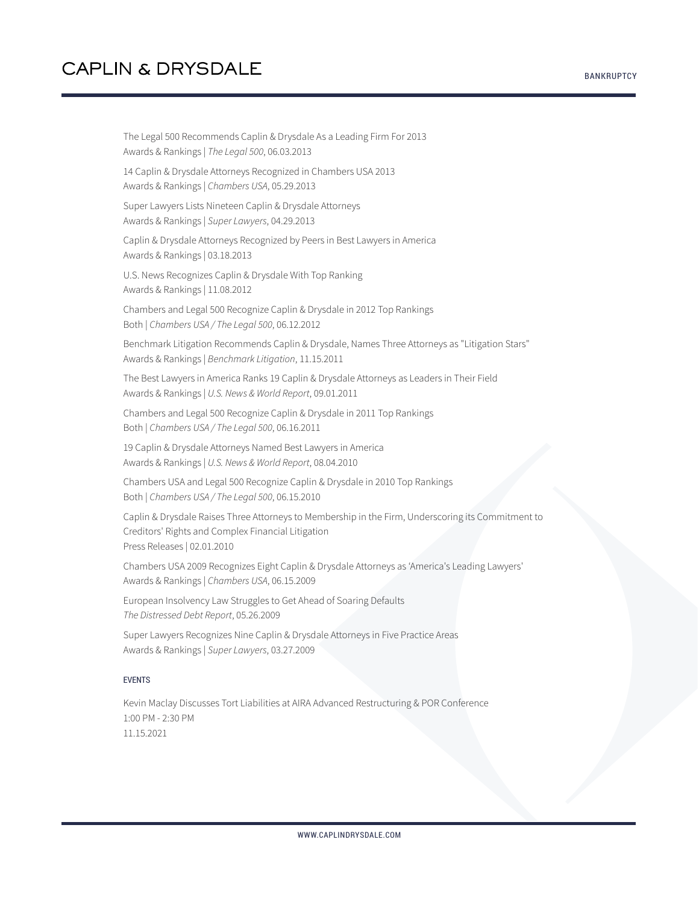The Legal 500 Recommends Caplin & Drysdale As a Leading Firm For 2013
Awards & Rankings | *The Legal 500*, 06.03.2013

14 Caplin & Drysdale Attorneys Recognized in Chambers USA 2013
Awards & Rankings | *Chambers USA*, 05.29.2013

Super Lawyers Lists Nineteen Caplin & Drysdale Attorneys
Awards & Rankings | *Super Lawyers*, 04.29.2013

Caplin & Drysdale Attorneys Recognized by Peers in Best Lawyers in America
Awards & Rankings | 03.18.2013

U.S. News Recognizes Caplin & Drysdale With Top Ranking
Awards & Rankings | 11.08.2012

Chambers and Legal 500 Recognize Caplin & Drysdale in 2012 Top Rankings
Both | *Chambers USA / The Legal 500*, 06.12.2012

Benchmark Litigation Recommends Caplin & Drysdale, Names Three Attorneys as "Litigation Stars"
Awards & Rankings | *Benchmark Litigation*, 11.15.2011

The Best Lawyers in America Ranks 19 Caplin & Drysdale Attorneys as Leaders in Their Field
Awards & Rankings | *U.S. News & World Report*, 09.01.2011

Chambers and Legal 500 Recognize Caplin & Drysdale in 2011 Top Rankings
Both | *Chambers USA / The Legal 500*, 06.16.2011

19 Caplin & Drysdale Attorneys Named Best Lawyers in America
Awards & Rankings | *U.S. News & World Report*, 08.04.2010

Chambers USA and Legal 500 Recognize Caplin & Drysdale in 2010 Top Rankings
Both | *Chambers USA / The Legal 500*, 06.15.2010

Caplin & Drysdale Raises Three Attorneys to Membership in the Firm, Underscoring its Commitment to Creditors' Rights and Complex Financial Litigation
Press Releases | 02.01.2010

Chambers USA 2009 Recognizes Eight Caplin & Drysdale Attorneys as 'America's Leading Lawyers'
Awards & Rankings | *Chambers USA*, 06.15.2009

European Insolvency Law Struggles to Get Ahead of Soaring Defaults
*The Distressed Debt Report*, 05.26.2009

Super Lawyers Recognizes Nine Caplin & Drysdale Attorneys in Five Practice Areas
Awards & Rankings | *Super Lawyers*, 03.27.2009

## EVENTS

Kevin Maclay Discusses Tort Liabilities at AIRA Advanced Restructuring & POR Conference
1:00 PM - 2:30 PM
11.15.2021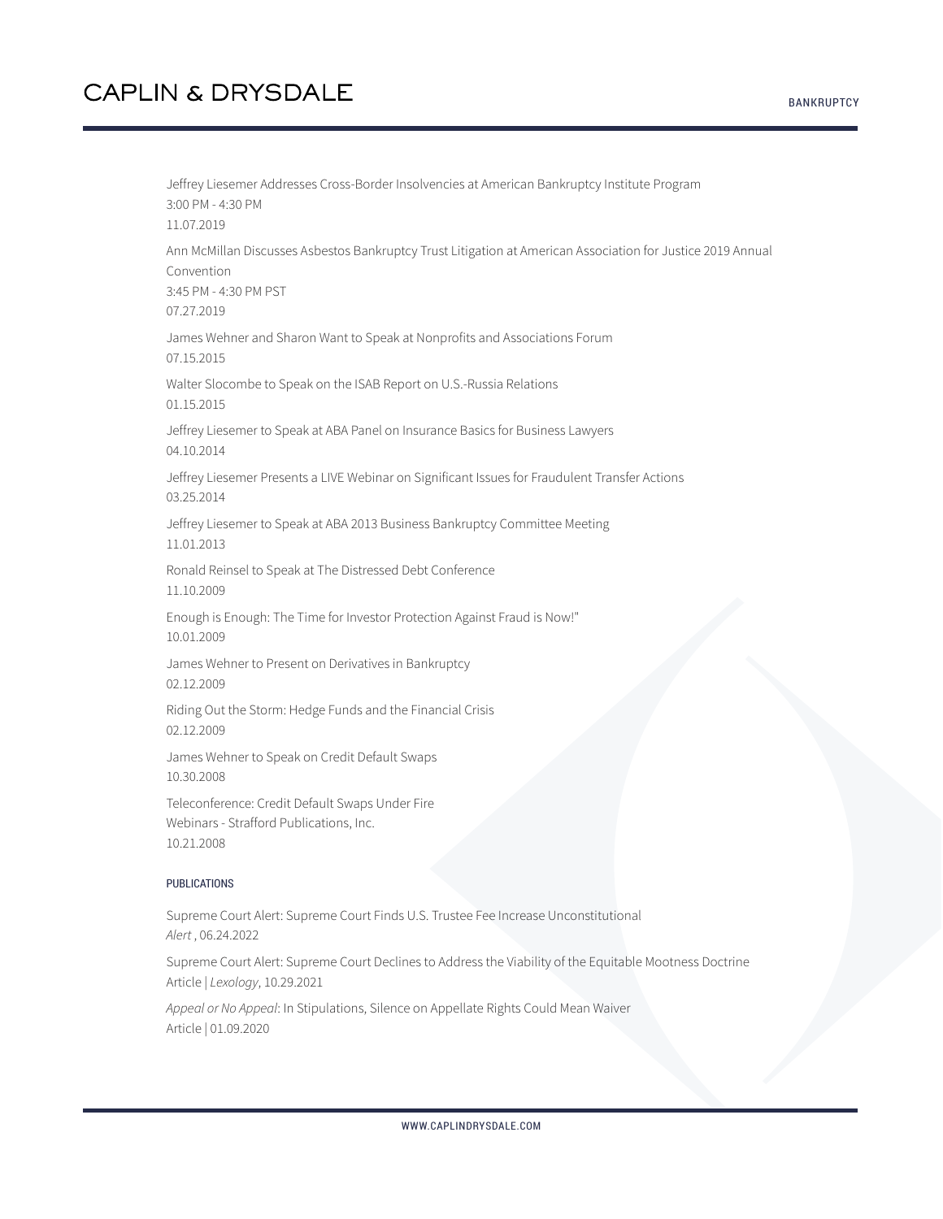Jeffrey Liesemer Addresses Cross-Border Insolvencies at American Bankruptcy Institute Program
3:00 PM - 4:30 PM
11.07.2019

Ann McMillan Discusses Asbestos Bankruptcy Trust Litigation at American Association for Justice 2019 Annual Convention
3:45 PM - 4:30 PM PST
07.27.2019

James Wehner and Sharon Want to Speak at Nonprofits and Associations Forum
07.15.2015

Walter Slocombe to Speak on the ISAB Report on U.S.-Russia Relations
01.15.2015

Jeffrey Liesemer to Speak at ABA Panel on Insurance Basics for Business Lawyers
04.10.2014

Jeffrey Liesemer Presents a LIVE Webinar on Significant Issues for Fraudulent Transfer Actions
03.25.2014

Jeffrey Liesemer to Speak at ABA 2013 Business Bankruptcy Committee Meeting
11.01.2013

Ronald Reinsel to Speak at The Distressed Debt Conference
11.10.2009

Enough is Enough: The Time for Investor Protection Against Fraud is Now!"
10.01.2009

James Wehner to Present on Derivatives in Bankruptcy
02.12.2009

Riding Out the Storm: Hedge Funds and the Financial Crisis
02.12.2009

James Wehner to Speak on Credit Default Swaps
10.30.2008

Teleconference: Credit Default Swaps Under Fire
Webinars - Strafford Publications, Inc.
10.21.2008

#### PUBLICATIONS

Supreme Court Alert: Supreme Court Finds U.S. Trustee Fee Increase Unconstitutional
*Alert* , 06.24.2022

Supreme Court Alert: Supreme Court Declines to Address the Viability of the Equitable Mootness Doctrine
Article | *Lexology*, 10.29.2021

*Appeal or No Appeal*: In Stipulations, Silence on Appellate Rights Could Mean Waiver
Article | 01.09.2020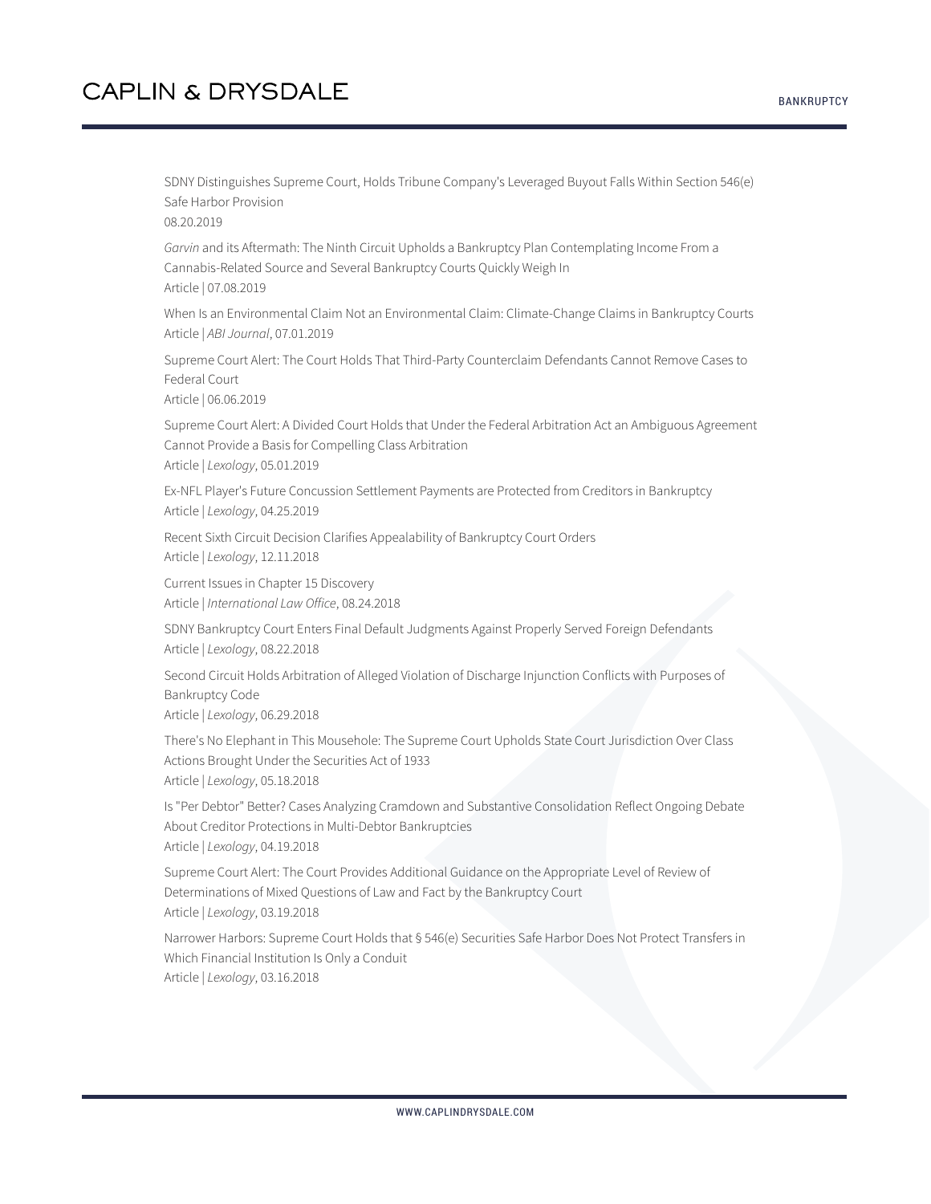SDNY Distinguishes Supreme Court, Holds Tribune Company's Leveraged Buyout Falls Within Section 546(e) Safe Harbor Provision
08.20.2019

*Garvin* and its Aftermath: The Ninth Circuit Upholds a Bankruptcy Plan Contemplating Income From a Cannabis-Related Source and Several Bankruptcy Courts Quickly Weigh In
Article | 07.08.2019

When Is an Environmental Claim Not an Environmental Claim: Climate-Change Claims in Bankruptcy Courts
Article | *ABI Journal*, 07.01.2019

Supreme Court Alert: The Court Holds That Third-Party Counterclaim Defendants Cannot Remove Cases to Federal Court
Article | 06.06.2019

Supreme Court Alert: A Divided Court Holds that Under the Federal Arbitration Act an Ambiguous Agreement Cannot Provide a Basis for Compelling Class Arbitration
Article | *Lexology*, 05.01.2019

Ex-NFL Player's Future Concussion Settlement Payments are Protected from Creditors in Bankruptcy
Article | *Lexology*, 04.25.2019

Recent Sixth Circuit Decision Clarifies Appealability of Bankruptcy Court Orders
Article | *Lexology*, 12.11.2018

Current Issues in Chapter 15 Discovery
Article | *International Law Office*, 08.24.2018

SDNY Bankruptcy Court Enters Final Default Judgments Against Properly Served Foreign Defendants
Article | *Lexology*, 08.22.2018

Second Circuit Holds Arbitration of Alleged Violation of Discharge Injunction Conflicts with Purposes of Bankruptcy Code
Article | *Lexology*, 06.29.2018

There's No Elephant in This Mousehole: The Supreme Court Upholds State Court Jurisdiction Over Class Actions Brought Under the Securities Act of 1933
Article | *Lexology*, 05.18.2018

Is "Per Debtor" Better? Cases Analyzing Cramdown and Substantive Consolidation Reflect Ongoing Debate About Creditor Protections in Multi-Debtor Bankruptcies
Article | *Lexology*, 04.19.2018

Supreme Court Alert: The Court Provides Additional Guidance on the Appropriate Level of Review of Determinations of Mixed Questions of Law and Fact by the Bankruptcy Court
Article | *Lexology*, 03.19.2018

Narrower Harbors: Supreme Court Holds that § 546(e) Securities Safe Harbor Does Not Protect Transfers in Which Financial Institution Is Only a Conduit
Article | *Lexology*, 03.16.2018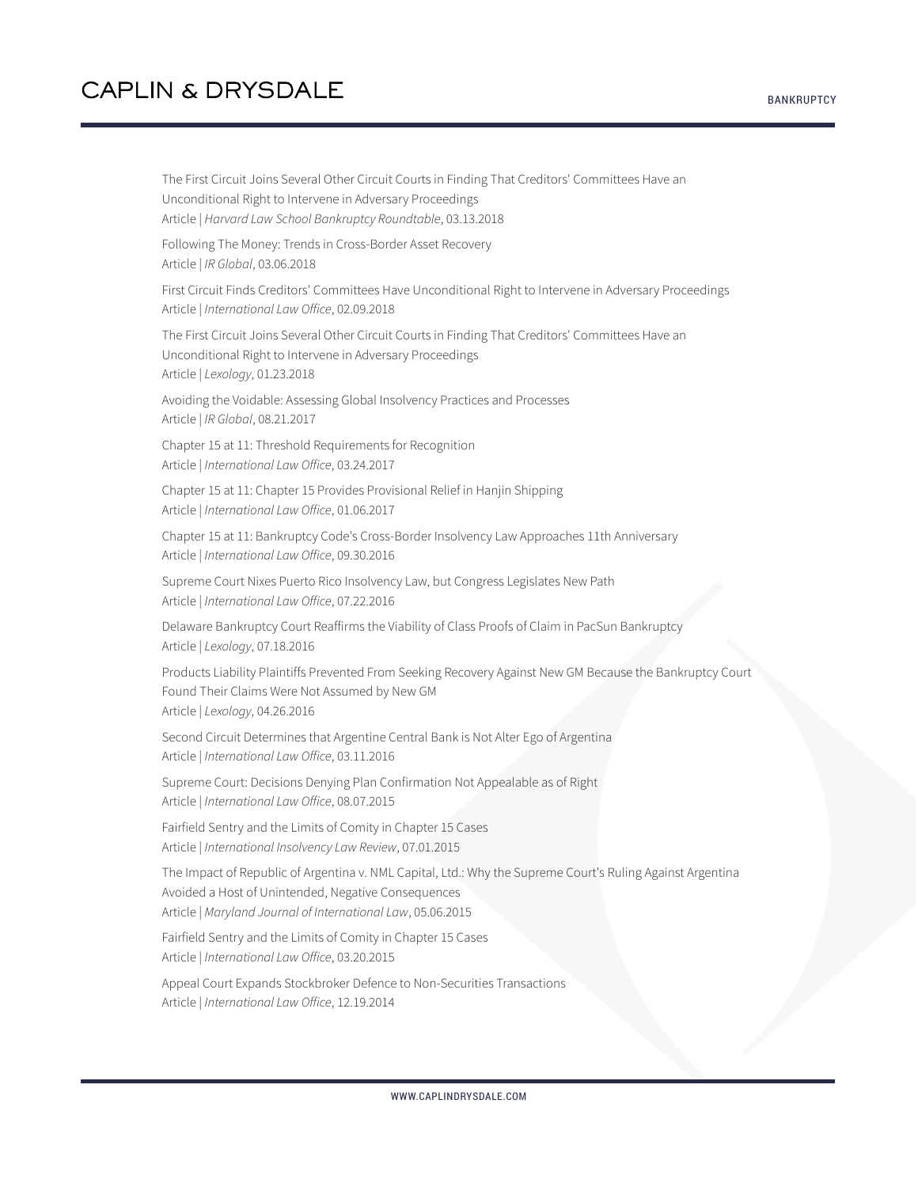The First Circuit Joins Several Other Circuit Courts in Finding That Creditors' Committees Have an Unconditional Right to Intervene in Adversary Proceedings
Article | *Harvard Law School Bankruptcy Roundtable*, 03.13.2018

Following The Money: Trends in Cross-Border Asset Recovery
Article | *IR Global*, 03.06.2018

First Circuit Finds Creditors' Committees Have Unconditional Right to Intervene in Adversary Proceedings
Article | *International Law Office*, 02.09.2018

The First Circuit Joins Several Other Circuit Courts in Finding That Creditors' Committees Have an Unconditional Right to Intervene in Adversary Proceedings
Article | *Lexology*, 01.23.2018

Avoiding the Voidable: Assessing Global Insolvency Practices and Processes
Article | *IR Global*, 08.21.2017

Chapter 15 at 11: Threshold Requirements for Recognition
Article | *International Law Office*, 03.24.2017

Chapter 15 at 11: Chapter 15 Provides Provisional Relief in Hanjin Shipping
Article | *International Law Office*, 01.06.2017

Chapter 15 at 11: Bankruptcy Code's Cross-Border Insolvency Law Approaches 11th Anniversary
Article | *International Law Office*, 09.30.2016

Supreme Court Nixes Puerto Rico Insolvency Law, but Congress Legislates New Path
Article | *International Law Office*, 07.22.2016

Delaware Bankruptcy Court Reaffirms the Viability of Class Proofs of Claim in PacSun Bankruptcy
Article | *Lexology*, 07.18.2016

Products Liability Plaintiffs Prevented From Seeking Recovery Against New GM Because the Bankruptcy Court Found Their Claims Were Not Assumed by New GM
Article | *Lexology*, 04.26.2016

Second Circuit Determines that Argentine Central Bank is Not Alter Ego of Argentina
Article | *International Law Office*, 03.11.2016

Supreme Court: Decisions Denying Plan Confirmation Not Appealable as of Right
Article | *International Law Office*, 08.07.2015

Fairfield Sentry and the Limits of Comity in Chapter 15 Cases
Article | *International Insolvency Law Review*, 07.01.2015

The Impact of Republic of Argentina v. NML Capital, Ltd.: Why the Supreme Court's Ruling Against Argentina Avoided a Host of Unintended, Negative Consequences
Article | *Maryland Journal of International Law*, 05.06.2015

Fairfield Sentry and the Limits of Comity in Chapter 15 Cases
Article | *International Law Office*, 03.20.2015

Appeal Court Expands Stockbroker Defence to Non-Securities Transactions
Article | *International Law Office*, 12.19.2014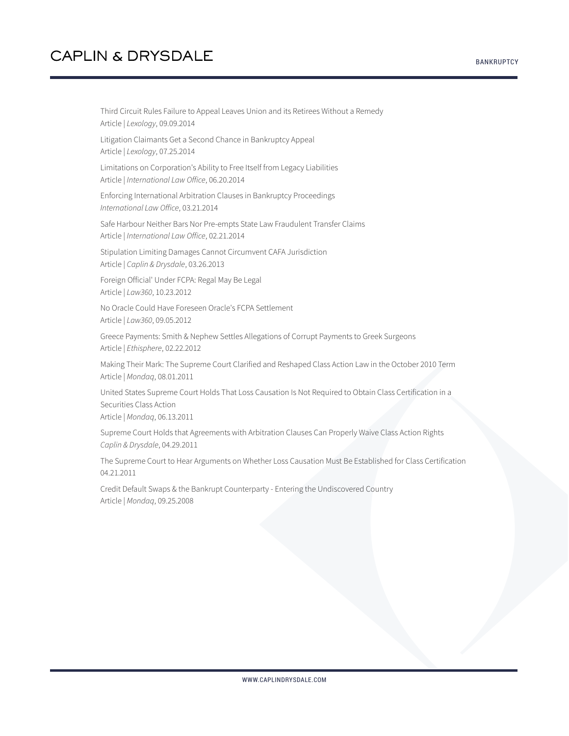Third Circuit Rules Failure to Appeal Leaves Union and its Retirees Without a Remedy
Article | *Lexology*, 09.09.2014

Litigation Claimants Get a Second Chance in Bankruptcy Appeal
Article | *Lexology*, 07.25.2014

Limitations on Corporation's Ability to Free Itself from Legacy Liabilities
Article | *International Law Office*, 06.20.2014

Enforcing International Arbitration Clauses in Bankruptcy Proceedings
*International Law Office*, 03.21.2014

Safe Harbour Neither Bars Nor Pre-empts State Law Fraudulent Transfer Claims
Article | *International Law Office*, 02.21.2014

Stipulation Limiting Damages Cannot Circumvent CAFA Jurisdiction
Article | *Caplin & Drysdale*, 03.26.2013

Foreign Official' Under FCPA: Regal May Be Legal
Article | *Law360*, 10.23.2012

No Oracle Could Have Foreseen Oracle's FCPA Settlement
Article | *Law360*, 09.05.2012

Greece Payments: Smith & Nephew Settles Allegations of Corrupt Payments to Greek Surgeons
Article | *Ethisphere*, 02.22.2012

Making Their Mark: The Supreme Court Clarified and Reshaped Class Action Law in the October 2010 Term
Article | *Mondaq*, 08.01.2011

United States Supreme Court Holds That Loss Causation Is Not Required to Obtain Class Certification in a Securities Class Action
Article | *Mondaq*, 06.13.2011

Supreme Court Holds that Agreements with Arbitration Clauses Can Properly Waive Class Action Rights
*Caplin & Drysdale*, 04.29.2011

The Supreme Court to Hear Arguments on Whether Loss Causation Must Be Established for Class Certification
04.21.2011

Credit Default Swaps & the Bankrupt Counterparty - Entering the Undiscovered Country
Article | *Mondaq*, 09.25.2008